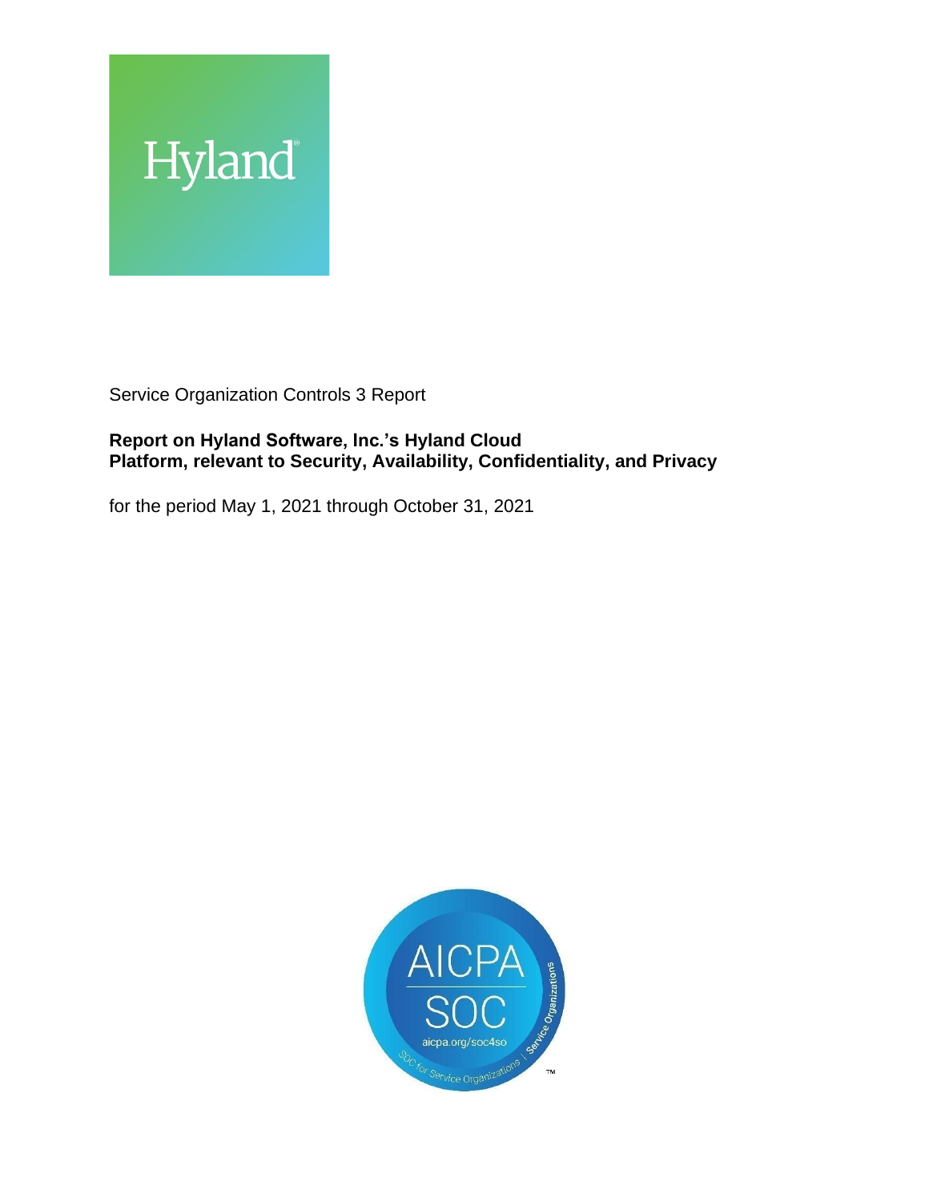Hyland

Service Organization Controls 3 Report

**Report on Hyland Software, Inc.'s Hyland Cloud Platform, relevant to Security, Availability, Confidentiality, and Privacy**

for the period May 1, 2021 through October 31, 2021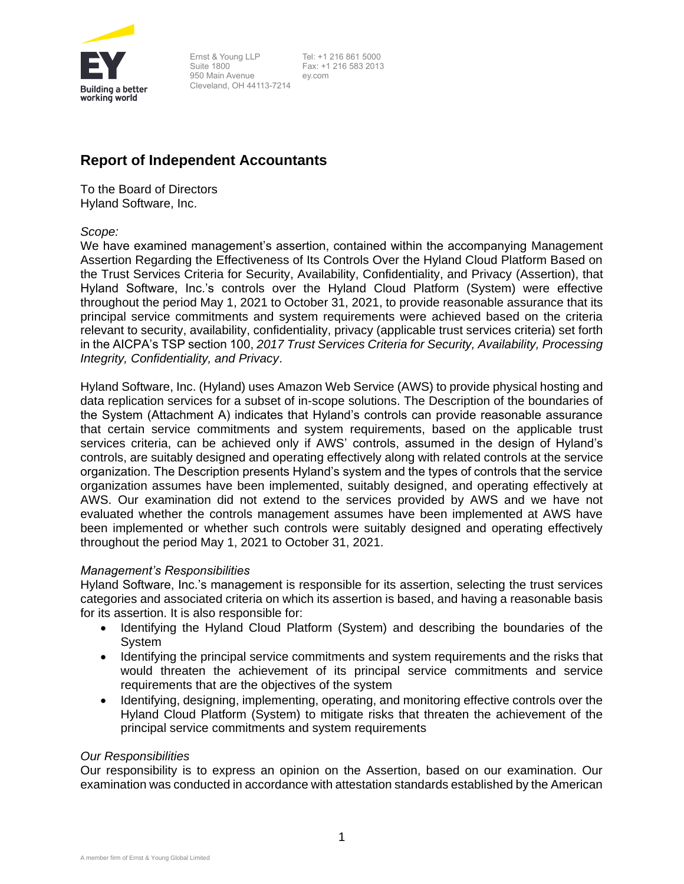Ernst & Young LLP
Suite 1800
950 Main Avenue
Cleveland, OH 44113-7214

Tel: +1 216 861 5000
Fax: +1 216 583 2013
ey.com

# Report of Independent Accountants

To the Board of Directors
Hyland Software, Inc.

*Scope:*
We have examined management's assertion, contained within the accompanying Management Assertion Regarding the Effectiveness of Its Controls Over the Hyland Cloud Platform Based on the Trust Services Criteria for Security, Availability, Confidentiality, and Privacy (Assertion), that Hyland Software, Inc.'s controls over the Hyland Cloud Platform (System) were effective throughout the period May 1, 2021 to October 31, 2021, to provide reasonable assurance that its principal service commitments and system requirements were achieved based on the criteria relevant to security, availability, confidentiality, privacy (applicable trust services criteria) set forth in the AICPA's TSP section 100, *2017 Trust Services Criteria for Security, Availability, Processing Integrity, Confidentiality, and Privacy*.

Hyland Software, Inc. (Hyland) uses Amazon Web Service (AWS) to provide physical hosting and data replication services for a subset of in-scope solutions. The Description of the boundaries of the System (Attachment A) indicates that Hyland's controls can provide reasonable assurance that certain service commitments and system requirements, based on the applicable trust services criteria, can be achieved only if AWS' controls, assumed in the design of Hyland's controls, are suitably designed and operating effectively along with related controls at the service organization. The Description presents Hyland's system and the types of controls that the service organization assumes have been implemented, suitably designed, and operating effectively at AWS. Our examination did not extend to the services provided by AWS and we have not evaluated whether the controls management assumes have been implemented at AWS have been implemented or whether such controls were suitably designed and operating effectively throughout the period May 1, 2021 to October 31, 2021.

*Management's Responsibilities*
Hyland Software, Inc.'s management is responsible for its assertion, selecting the trust services categories and associated criteria on which its assertion is based, and having a reasonable basis for its assertion. It is also responsible for:

- Identifying the Hyland Cloud Platform (System) and describing the boundaries of the System
- Identifying the principal service commitments and system requirements and the risks that would threaten the achievement of its principal service commitments and service requirements that are the objectives of the system
- Identifying, designing, implementing, operating, and monitoring effective controls over the Hyland Cloud Platform (System) to mitigate risks that threaten the achievement of the principal service commitments and system requirements

*Our Responsibilities*
Our responsibility is to express an opinion on the Assertion, based on our examination. Our examination was conducted in accordance with attestation standards established by the American

A member firm of Ernst & Young Global Limited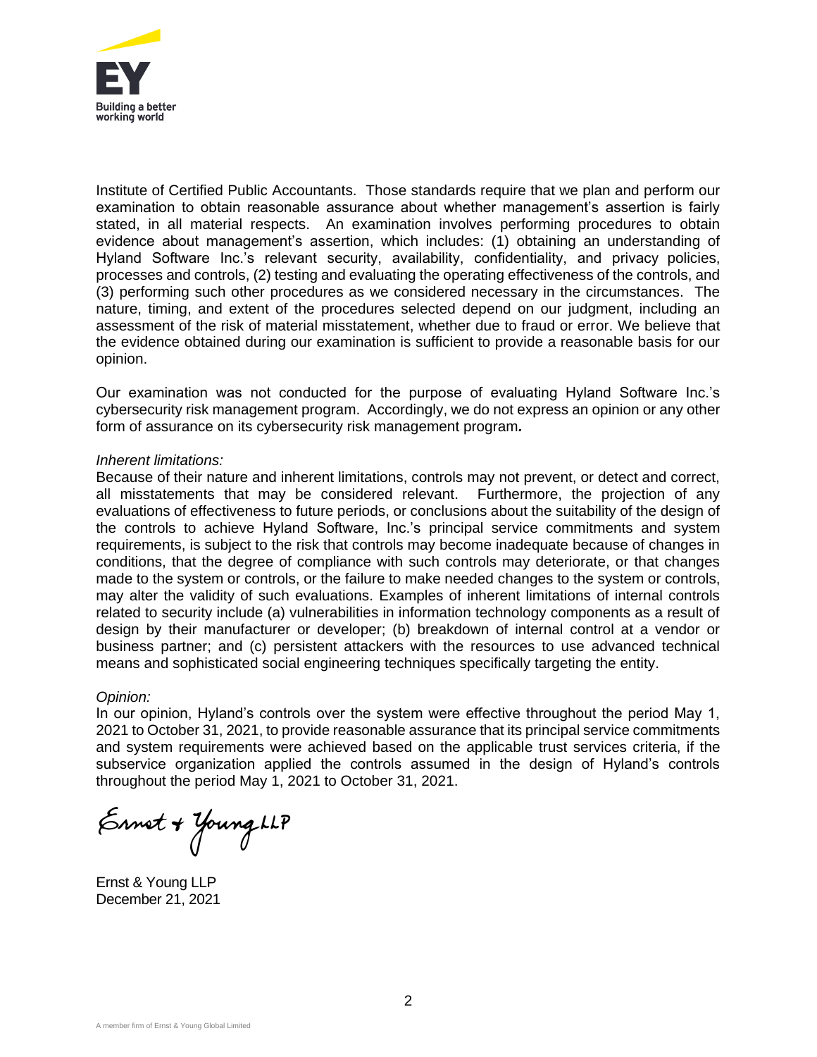Institute of Certified Public Accountants. Those standards require that we plan and perform our examination to obtain reasonable assurance about whether management's assertion is fairly stated, in all material respects. An examination involves performing procedures to obtain evidence about management's assertion, which includes: (1) obtaining an understanding of Hyland Software Inc.'s relevant security, availability, confidentiality, and privacy policies, processes and controls, (2) testing and evaluating the operating effectiveness of the controls, and (3) performing such other procedures as we considered necessary in the circumstances. The nature, timing, and extent of the procedures selected depend on our judgment, including an assessment of the risk of material misstatement, whether due to fraud or error. We believe that the evidence obtained during our examination is sufficient to provide a reasonable basis for our opinion.

Our examination was not conducted for the purpose of evaluating Hyland Software Inc.'s cybersecurity risk management program. Accordingly, we do not express an opinion or any other form of assurance on its cybersecurity risk management program**.**

*Inherent limitations:*

Because of their nature and inherent limitations, controls may not prevent, or detect and correct, all misstatements that may be considered relevant. Furthermore, the projection of any evaluations of effectiveness to future periods, or conclusions about the suitability of the design of the controls to achieve Hyland Software, Inc.'s principal service commitments and system requirements, is subject to the risk that controls may become inadequate because of changes in conditions, that the degree of compliance with such controls may deteriorate, or that changes made to the system or controls, or the failure to make needed changes to the system or controls, may alter the validity of such evaluations. Examples of inherent limitations of internal controls related to security include (a) vulnerabilities in information technology components as a result of design by their manufacturer or developer; (b) breakdown of internal control at a vendor or business partner; and (c) persistent attackers with the resources to use advanced technical means and sophisticated social engineering techniques specifically targeting the entity.

*Opinion:*

In our opinion, Hyland's controls over the system were effective throughout the period May 1, 2021 to October 31, 2021, to provide reasonable assurance that its principal service commitments and system requirements were achieved based on the applicable trust services criteria, if the subservice organization applied the controls assumed in the design of Hyland's controls throughout the period May 1, 2021 to October 31, 2021.

Ernst + Young LLP

Ernst & Young LLP
December 21, 2021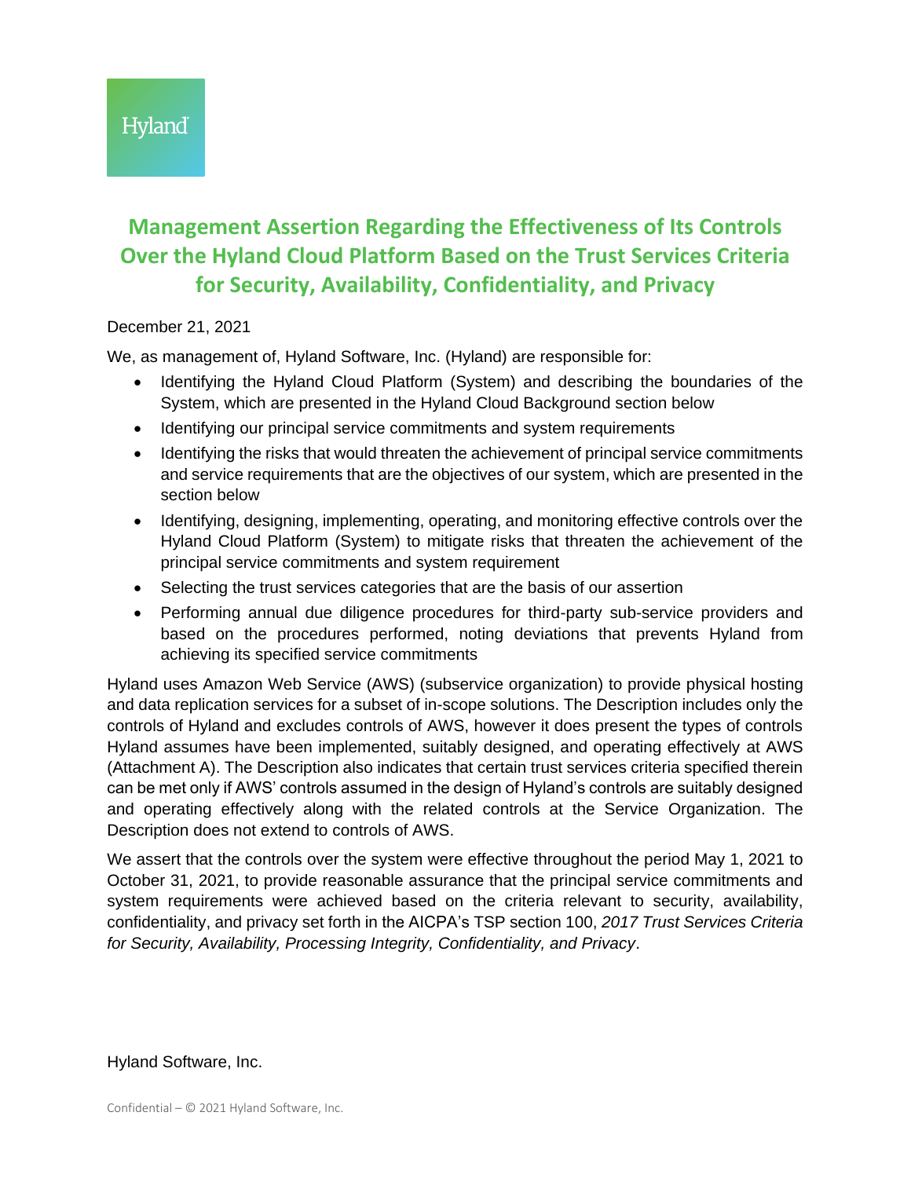Hyland

# Management Assertion Regarding the Effectiveness of Its Controls Over the Hyland Cloud Platform Based on the Trust Services Criteria for Security, Availability, Confidentiality, and Privacy

December 21, 2021

We, as management of, Hyland Software, Inc. (Hyland) are responsible for:

- Identifying the Hyland Cloud Platform (System) and describing the boundaries of the System, which are presented in the Hyland Cloud Background section below
- Identifying our principal service commitments and system requirements
- Identifying the risks that would threaten the achievement of principal service commitments and service requirements that are the objectives of our system, which are presented in the section below
- Identifying, designing, implementing, operating, and monitoring effective controls over the Hyland Cloud Platform (System) to mitigate risks that threaten the achievement of the principal service commitments and system requirement
- Selecting the trust services categories that are the basis of our assertion
- Performing annual due diligence procedures for third-party sub-service providers and based on the procedures performed, noting deviations that prevents Hyland from achieving its specified service commitments

Hyland uses Amazon Web Service (AWS) (subservice organization) to provide physical hosting and data replication services for a subset of in-scope solutions. The Description includes only the controls of Hyland and excludes controls of AWS, however it does present the types of controls Hyland assumes have been implemented, suitably designed, and operating effectively at AWS (Attachment A). The Description also indicates that certain trust services criteria specified therein can be met only if AWS' controls assumed in the design of Hyland's controls are suitably designed and operating effectively along with the related controls at the Service Organization. The Description does not extend to controls of AWS.

We assert that the controls over the system were effective throughout the period May 1, 2021 to October 31, 2021, to provide reasonable assurance that the principal service commitments and system requirements were achieved based on the criteria relevant to security, availability, confidentiality, and privacy set forth in the AICPA's TSP section 100, *2017 Trust Services Criteria for Security, Availability, Processing Integrity, Confidentiality, and Privacy*.

Hyland Software, Inc.

Confidential – © 2021 Hyland Software, Inc.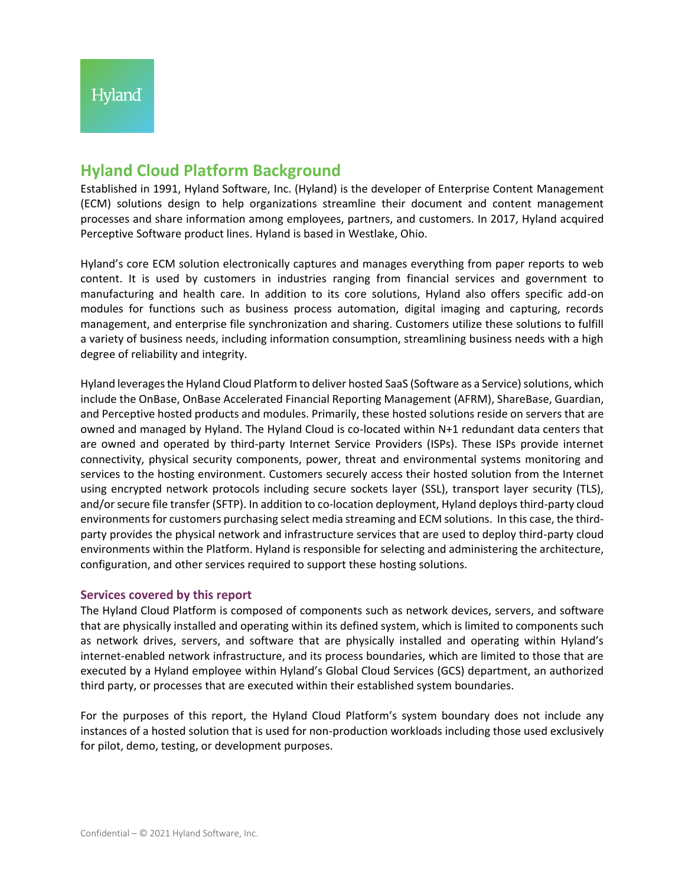## Hyland Cloud Platform Background

Established in 1991, Hyland Software, Inc. (Hyland) is the developer of Enterprise Content Management (ECM) solutions design to help organizations streamline their document and content management processes and share information among employees, partners, and customers. In 2017, Hyland acquired Perceptive Software product lines. Hyland is based in Westlake, Ohio.

Hyland's core ECM solution electronically captures and manages everything from paper reports to web content. It is used by customers in industries ranging from financial services and government to manufacturing and health care. In addition to its core solutions, Hyland also offers specific add-on modules for functions such as business process automation, digital imaging and capturing, records management, and enterprise file synchronization and sharing. Customers utilize these solutions to fulfill a variety of business needs, including information consumption, streamlining business needs with a high degree of reliability and integrity.

Hyland leverages the Hyland Cloud Platform to deliver hosted SaaS (Software as a Service) solutions, which include the OnBase, OnBase Accelerated Financial Reporting Management (AFRM), ShareBase, Guardian, and Perceptive hosted products and modules. Primarily, these hosted solutions reside on servers that are owned and managed by Hyland. The Hyland Cloud is co-located within N+1 redundant data centers that are owned and operated by third-party Internet Service Providers (ISPs). These ISPs provide internet connectivity, physical security components, power, threat and environmental systems monitoring and services to the hosting environment. Customers securely access their hosted solution from the Internet using encrypted network protocols including secure sockets layer (SSL), transport layer security (TLS), and/or secure file transfer (SFTP). In addition to co-location deployment, Hyland deploys third-party cloud environments for customers purchasing select media streaming and ECM solutions. In this case, the third-party provides the physical network and infrastructure services that are used to deploy third-party cloud environments within the Platform. Hyland is responsible for selecting and administering the architecture, configuration, and other services required to support these hosting solutions.

### Services covered by this report

The Hyland Cloud Platform is composed of components such as network devices, servers, and software that are physically installed and operating within its defined system, which is limited to components such as network drives, servers, and software that are physically installed and operating within Hyland's internet-enabled network infrastructure, and its process boundaries, which are limited to those that are executed by a Hyland employee within Hyland's Global Cloud Services (GCS) department, an authorized third party, or processes that are executed within their established system boundaries.

For the purposes of this report, the Hyland Cloud Platform's system boundary does not include any instances of a hosted solution that is used for non-production workloads including those used exclusively for pilot, demo, testing, or development purposes.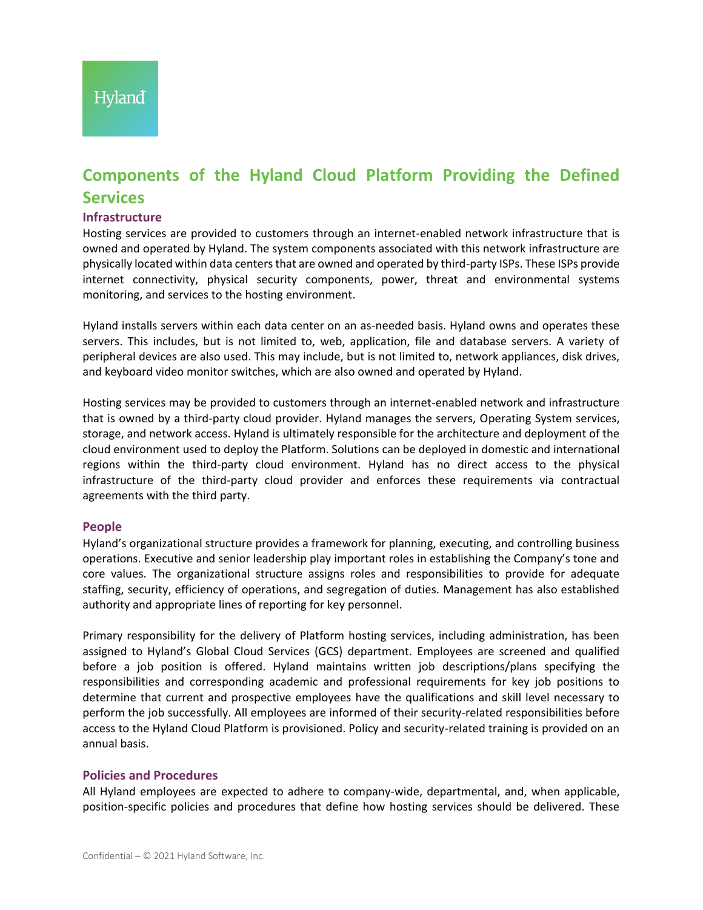## Components of the Hyland Cloud Platform Providing the Defined Services

### Infrastructure

Hosting services are provided to customers through an internet-enabled network infrastructure that is owned and operated by Hyland. The system components associated with this network infrastructure are physically located within data centers that are owned and operated by third-party ISPs. These ISPs provide internet connectivity, physical security components, power, threat and environmental systems monitoring, and services to the hosting environment.

Hyland installs servers within each data center on an as-needed basis. Hyland owns and operates these servers. This includes, but is not limited to, web, application, file and database servers. A variety of peripheral devices are also used. This may include, but is not limited to, network appliances, disk drives, and keyboard video monitor switches, which are also owned and operated by Hyland.

Hosting services may be provided to customers through an internet-enabled network and infrastructure that is owned by a third-party cloud provider. Hyland manages the servers, Operating System services, storage, and network access. Hyland is ultimately responsible for the architecture and deployment of the cloud environment used to deploy the Platform. Solutions can be deployed in domestic and international regions within the third-party cloud environment. Hyland has no direct access to the physical infrastructure of the third-party cloud provider and enforces these requirements via contractual agreements with the third party.

### People

Hyland's organizational structure provides a framework for planning, executing, and controlling business operations. Executive and senior leadership play important roles in establishing the Company's tone and core values. The organizational structure assigns roles and responsibilities to provide for adequate staffing, security, efficiency of operations, and segregation of duties. Management has also established authority and appropriate lines of reporting for key personnel.

Primary responsibility for the delivery of Platform hosting services, including administration, has been assigned to Hyland's Global Cloud Services (GCS) department. Employees are screened and qualified before a job position is offered. Hyland maintains written job descriptions/plans specifying the responsibilities and corresponding academic and professional requirements for key job positions to determine that current and prospective employees have the qualifications and skill level necessary to perform the job successfully. All employees are informed of their security-related responsibilities before access to the Hyland Cloud Platform is provisioned. Policy and security-related training is provided on an annual basis.

### Policies and Procedures

All Hyland employees are expected to adhere to company-wide, departmental, and, when applicable, position-specific policies and procedures that define how hosting services should be delivered. These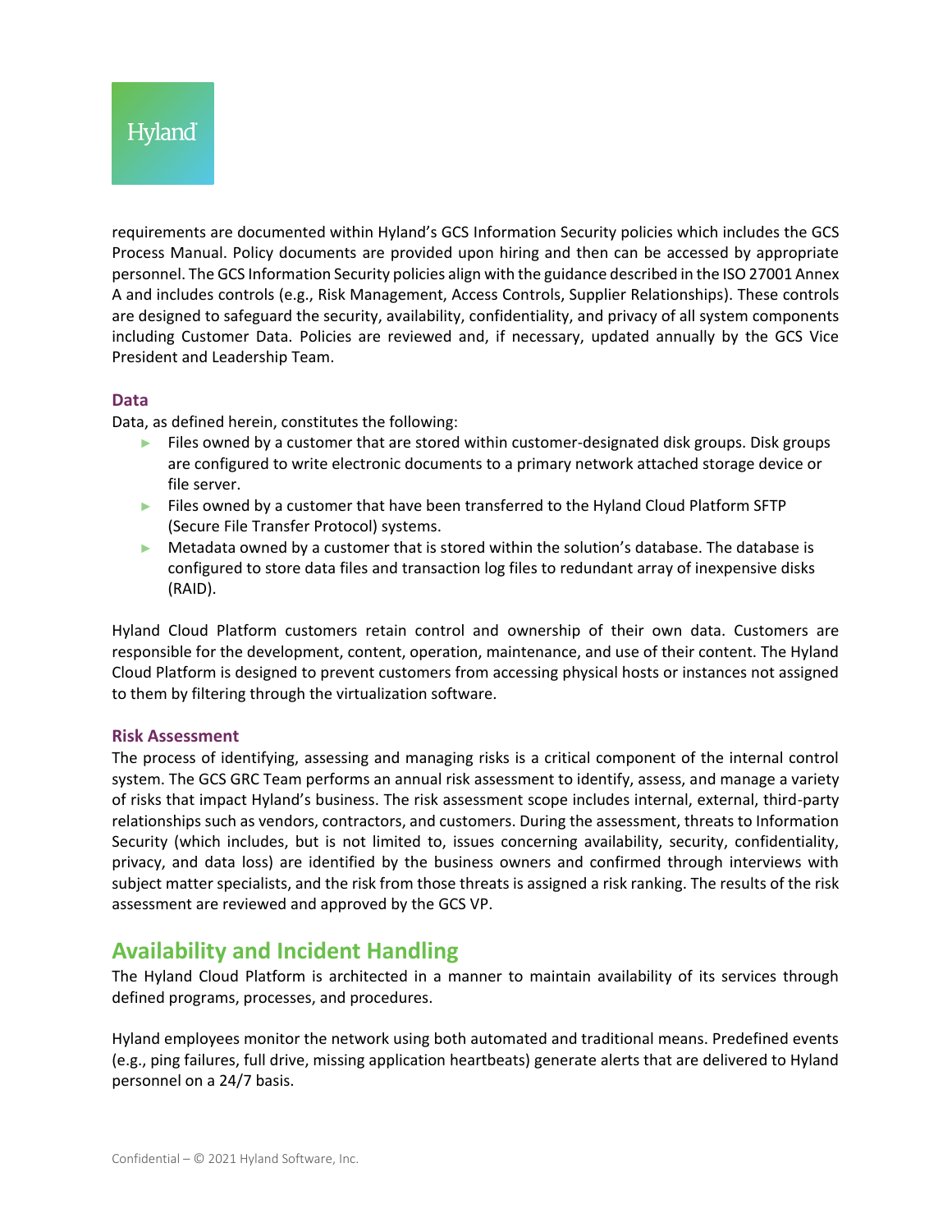requirements are documented within Hyland's GCS Information Security policies which includes the GCS Process Manual. Policy documents are provided upon hiring and then can be accessed by appropriate personnel. The GCS Information Security policies align with the guidance described in the ISO 27001 Annex A and includes controls (e.g., Risk Management, Access Controls, Supplier Relationships). These controls are designed to safeguard the security, availability, confidentiality, and privacy of all system components including Customer Data. Policies are reviewed and, if necessary, updated annually by the GCS Vice President and Leadership Team.

### Data

Data, as defined herein, constitutes the following:

- Files owned by a customer that are stored within customer-designated disk groups. Disk groups are configured to write electronic documents to a primary network attached storage device or file server.
- Files owned by a customer that have been transferred to the Hyland Cloud Platform SFTP (Secure File Transfer Protocol) systems.
- Metadata owned by a customer that is stored within the solution's database. The database is configured to store data files and transaction log files to redundant array of inexpensive disks (RAID).

Hyland Cloud Platform customers retain control and ownership of their own data. Customers are responsible for the development, content, operation, maintenance, and use of their content. The Hyland Cloud Platform is designed to prevent customers from accessing physical hosts or instances not assigned to them by filtering through the virtualization software.

### Risk Assessment

The process of identifying, assessing and managing risks is a critical component of the internal control system. The GCS GRC Team performs an annual risk assessment to identify, assess, and manage a variety of risks that impact Hyland's business. The risk assessment scope includes internal, external, third-party relationships such as vendors, contractors, and customers. During the assessment, threats to Information Security (which includes, but is not limited to, issues concerning availability, security, confidentiality, privacy, and data loss) are identified by the business owners and confirmed through interviews with subject matter specialists, and the risk from those threats is assigned a risk ranking. The results of the risk assessment are reviewed and approved by the GCS VP.

## Availability and Incident Handling

The Hyland Cloud Platform is architected in a manner to maintain availability of its services through defined programs, processes, and procedures.

Hyland employees monitor the network using both automated and traditional means. Predefined events (e.g., ping failures, full drive, missing application heartbeats) generate alerts that are delivered to Hyland personnel on a 24/7 basis.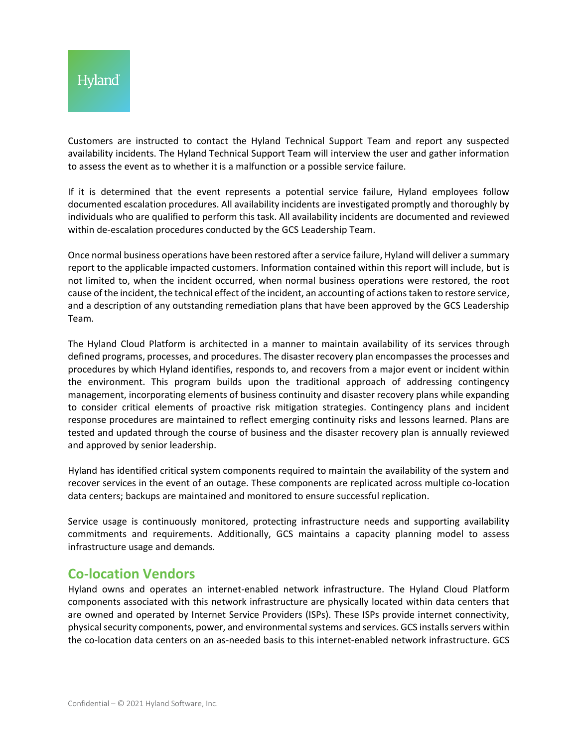Customers are instructed to contact the Hyland Technical Support Team and report any suspected availability incidents. The Hyland Technical Support Team will interview the user and gather information to assess the event as to whether it is a malfunction or a possible service failure.

If it is determined that the event represents a potential service failure, Hyland employees follow documented escalation procedures. All availability incidents are investigated promptly and thoroughly by individuals who are qualified to perform this task. All availability incidents are documented and reviewed within de-escalation procedures conducted by the GCS Leadership Team.

Once normal business operations have been restored after a service failure, Hyland will deliver a summary report to the applicable impacted customers. Information contained within this report will include, but is not limited to, when the incident occurred, when normal business operations were restored, the root cause of the incident, the technical effect of the incident, an accounting of actions taken to restore service, and a description of any outstanding remediation plans that have been approved by the GCS Leadership Team.

The Hyland Cloud Platform is architected in a manner to maintain availability of its services through defined programs, processes, and procedures. The disaster recovery plan encompasses the processes and procedures by which Hyland identifies, responds to, and recovers from a major event or incident within the environment. This program builds upon the traditional approach of addressing contingency management, incorporating elements of business continuity and disaster recovery plans while expanding to consider critical elements of proactive risk mitigation strategies. Contingency plans and incident response procedures are maintained to reflect emerging continuity risks and lessons learned. Plans are tested and updated through the course of business and the disaster recovery plan is annually reviewed and approved by senior leadership.

Hyland has identified critical system components required to maintain the availability of the system and recover services in the event of an outage. These components are replicated across multiple co-location data centers; backups are maintained and monitored to ensure successful replication.

Service usage is continuously monitored, protecting infrastructure needs and supporting availability commitments and requirements. Additionally, GCS maintains a capacity planning model to assess infrastructure usage and demands.

## Co-location Vendors

Hyland owns and operates an internet-enabled network infrastructure. The Hyland Cloud Platform components associated with this network infrastructure are physically located within data centers that are owned and operated by Internet Service Providers (ISPs). These ISPs provide internet connectivity, physical security components, power, and environmental systems and services. GCS installs servers within the co-location data centers on an as-needed basis to this internet-enabled network infrastructure. GCS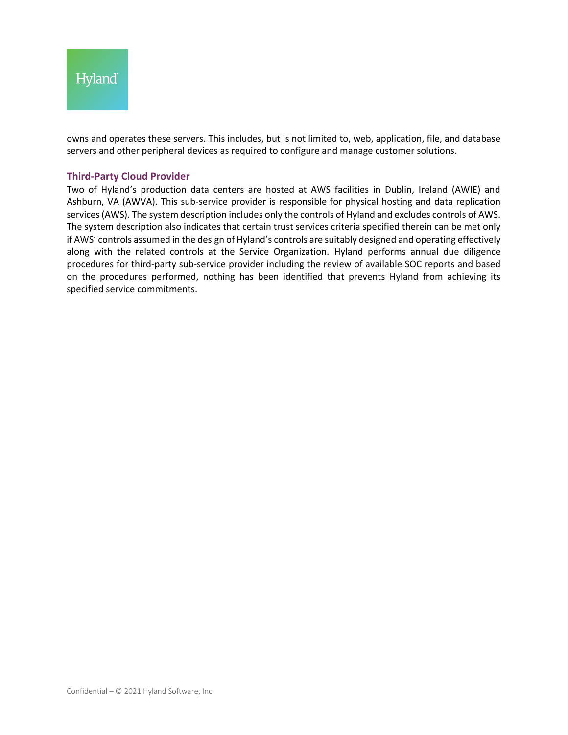owns and operates these servers. This includes, but is not limited to, web, application, file, and database servers and other peripheral devices as required to configure and manage customer solutions.

### Third-Party Cloud Provider

Two of Hyland's production data centers are hosted at AWS facilities in Dublin, Ireland (AWIE) and Ashburn, VA (AWVA). This sub-service provider is responsible for physical hosting and data replication services (AWS). The system description includes only the controls of Hyland and excludes controls of AWS. The system description also indicates that certain trust services criteria specified therein can be met only if AWS' controls assumed in the design of Hyland's controls are suitably designed and operating effectively along with the related controls at the Service Organization. Hyland performs annual due diligence procedures for third-party sub-service provider including the review of available SOC reports and based on the procedures performed, nothing has been identified that prevents Hyland from achieving its specified service commitments.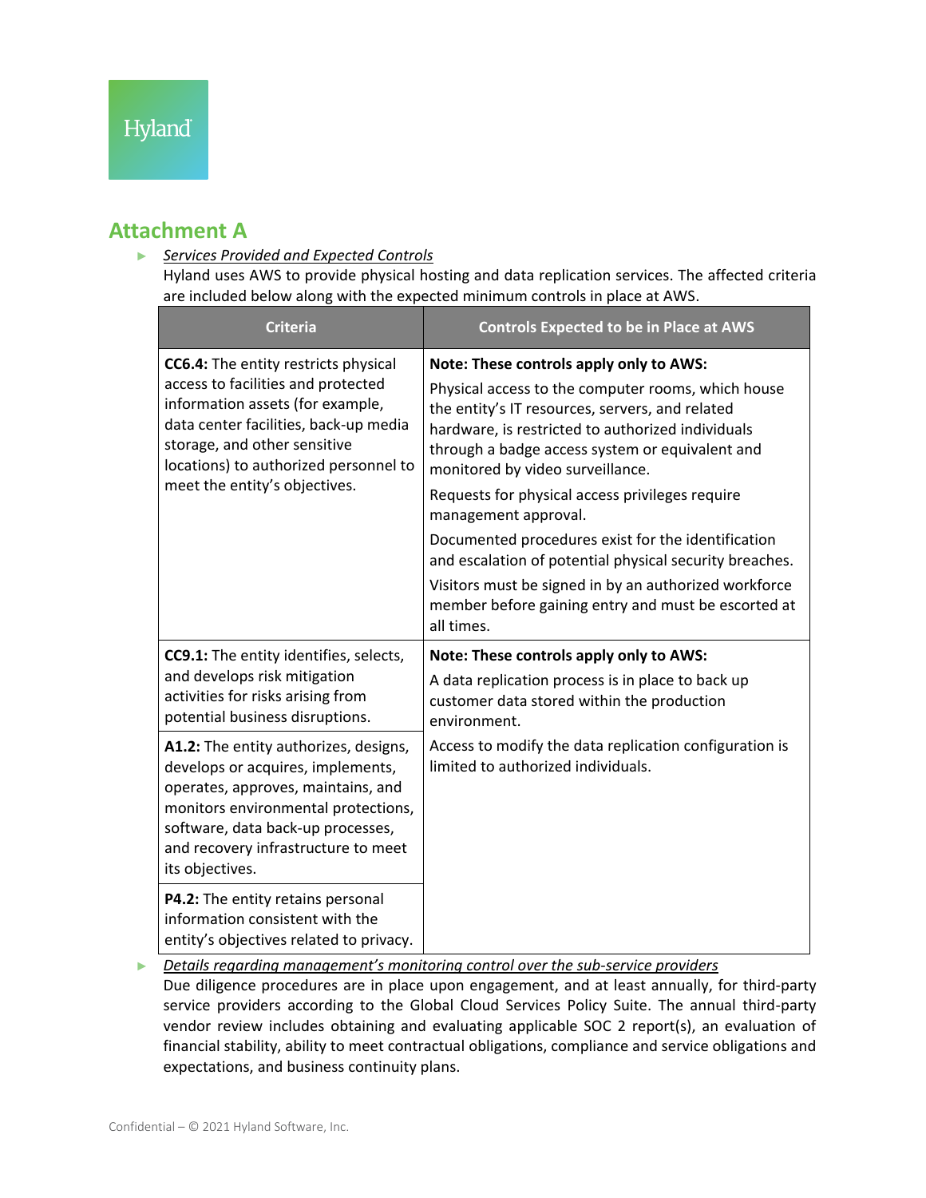## Attachment A

- *Services Provided and Expected Controls*

  Hyland uses AWS to provide physical hosting and data replication services. The affected criteria are included below along with the expected minimum controls in place at AWS.

| Criteria | Controls Expected to be in Place at AWS |
|---|---|
| **CC6.4:** The entity restricts physical access to facilities and protected information assets (for example, data center facilities, back-up media storage, and other sensitive locations) to authorized personnel to meet the entity's objectives. | **Note: These controls apply only to AWS:** Physical access to the computer rooms, which house the entity's IT resources, servers, and related hardware, is restricted to authorized individuals through a badge access system or equivalent and monitored by video surveillance. Requests for physical access privileges require management approval. Documented procedures exist for the identification and escalation of potential physical security breaches. Visitors must be signed in by an authorized workforce member before gaining entry and must be escorted at all times. |
| **CC9.1:** The entity identifies, selects, and develops risk mitigation activities for risks arising from potential business disruptions. | **Note: These controls apply only to AWS:** A data replication process is in place to back up customer data stored within the production environment. Access to modify the data replication configuration is limited to authorized individuals. |
| **A1.2:** The entity authorizes, designs, develops or acquires, implements, operates, approves, maintains, and monitors environmental protections, software, data back-up processes, and recovery infrastructure to meet its objectives. | |
| **P4.2:** The entity retains personal information consistent with the entity's objectives related to privacy. | |

- *Details regarding management's monitoring control over the sub-service providers*

  Due diligence procedures are in place upon engagement, and at least annually, for third-party service providers according to the Global Cloud Services Policy Suite. The annual third-party vendor review includes obtaining and evaluating applicable SOC 2 report(s), an evaluation of financial stability, ability to meet contractual obligations, compliance and service obligations and expectations, and business continuity plans.

Confidential – © 2021 Hyland Software, Inc.